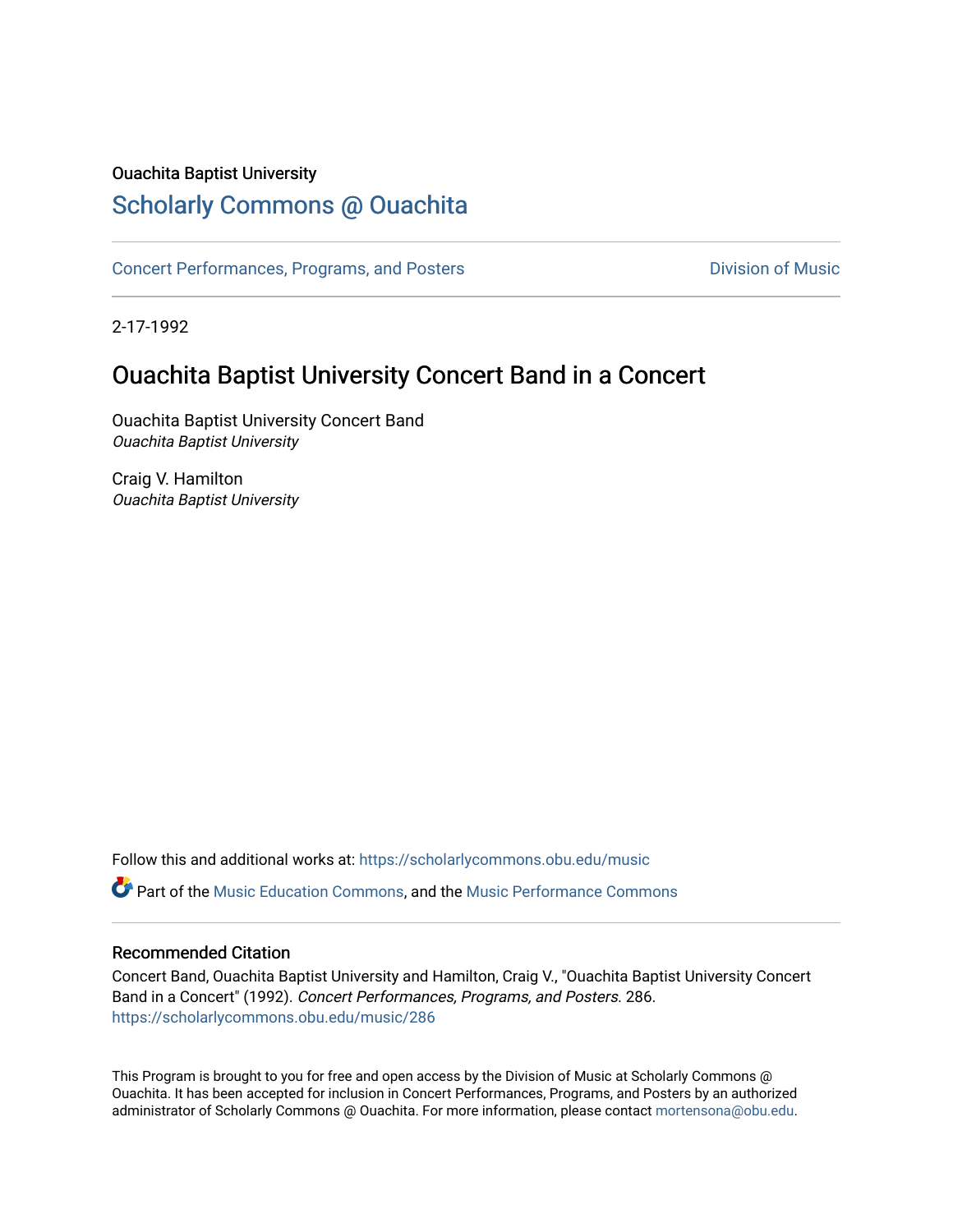Ouachita Baptist University

# Scholarly Commons @ Ouachita

Concert Performances, Programs, and Posters

Division of Music

2-17-1992

## Ouachita Baptist University Concert Band in a Concert

Ouachita Baptist University Concert Band
*Ouachita Baptist University*

Craig V. Hamilton
*Ouachita Baptist University*

Follow this and additional works at: https://scholarlycommons.obu.edu/music

Part of the Music Education Commons, and the Music Performance Commons

### Recommended Citation

Concert Band, Ouachita Baptist University and Hamilton, Craig V., "Ouachita Baptist University Concert Band in a Concert" (1992). *Concert Performances, Programs, and Posters*. 286.
https://scholarlycommons.obu.edu/music/286

This Program is brought to you for free and open access by the Division of Music at Scholarly Commons @ Ouachita. It has been accepted for inclusion in Concert Performances, Programs, and Posters by an authorized administrator of Scholarly Commons @ Ouachita. For more information, please contact mortensona@obu.edu.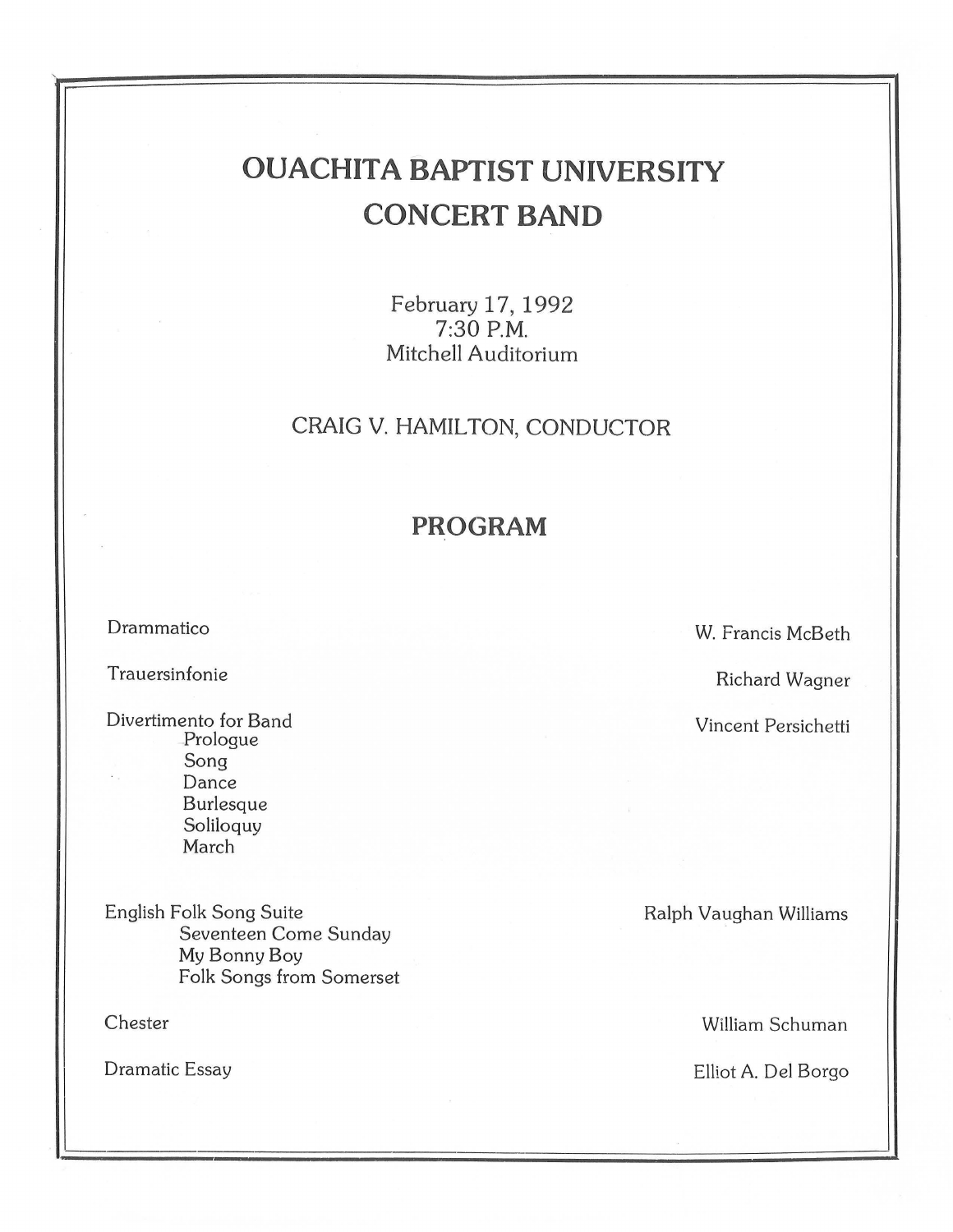# OUACHITA BAPTIST UNIVERSITY CONCERT BAND

February 17, 1992
7:30 P.M.
Mitchell Auditorium

CRAIG V. HAMILTON, CONDUCTOR

## PROGRAM

Drammatico — W. Francis McBeth

Trauersinfonie — Richard Wagner

Divertimento for Band — Vincent Persichetti
- Prologue
- Song
- Dance
- Burlesque
- Soliloquy
- March

English Folk Song Suite — Ralph Vaughan Williams
- Seventeen Come Sunday
- My Bonny Boy
- Folk Songs from Somerset

Chester — William Schuman

Dramatic Essay — Elliot A. Del Borgo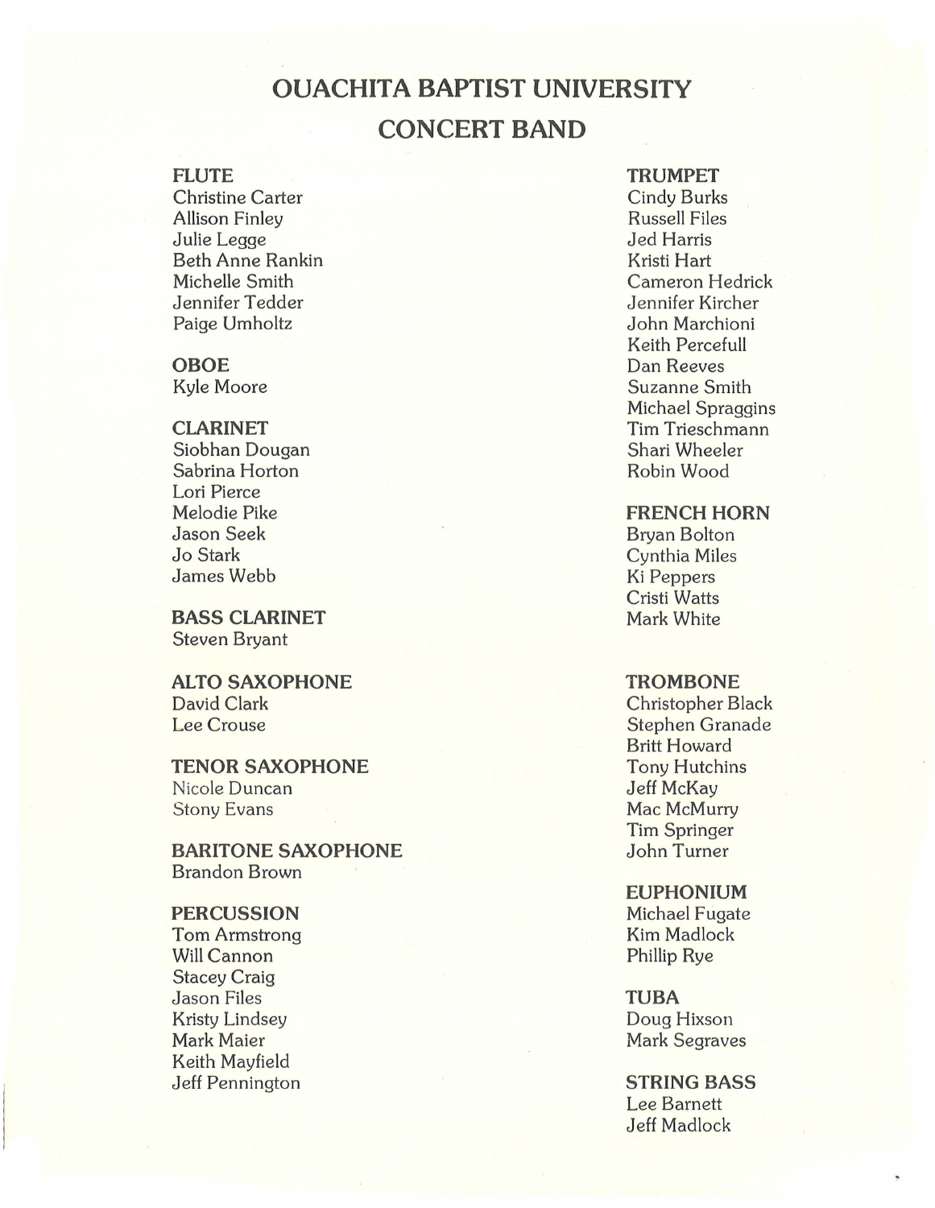# OUACHITA BAPTIST UNIVERSITY
# CONCERT BAND

**FLUTE**
Christine Carter
Allison Finley
Julie Legge
Beth Anne Rankin
Michelle Smith
Jennifer Tedder
Paige Umholtz

**OBOE**
Kyle Moore

**CLARINET**
Siobhan Dougan
Sabrina Horton
Lori Pierce
Melodie Pike
Jason Seek
Jo Stark
James Webb

**BASS CLARINET**
Steven Bryant

**ALTO SAXOPHONE**
David Clark
Lee Crouse

**TENOR SAXOPHONE**
Nicole Duncan
Stony Evans

**BARITONE SAXOPHONE**
Brandon Brown

**PERCUSSION**
Tom Armstrong
Will Cannon
Stacey Craig
Jason Files
Kristy Lindsey
Mark Maier
Keith Mayfield
Jeff Pennington

**TRUMPET**
Cindy Burks
Russell Files
Jed Harris
Kristi Hart
Cameron Hedrick
Jennifer Kircher
John Marchioni
Keith Percefull
Dan Reeves
Suzanne Smith
Michael Spraggins
Tim Trieschmann
Shari Wheeler
Robin Wood

**FRENCH HORN**
Bryan Bolton
Cynthia Miles
Ki Peppers
Cristi Watts
Mark White

**TROMBONE**
Christopher Black
Stephen Granade
Britt Howard
Tony Hutchins
Jeff McKay
Mac McMurry
Tim Springer
John Turner

**EUPHONIUM**
Michael Fugate
Kim Madlock
Phillip Rye

**TUBA**
Doug Hixson
Mark Segraves

**STRING BASS**
Lee Barnett
Jeff Madlock